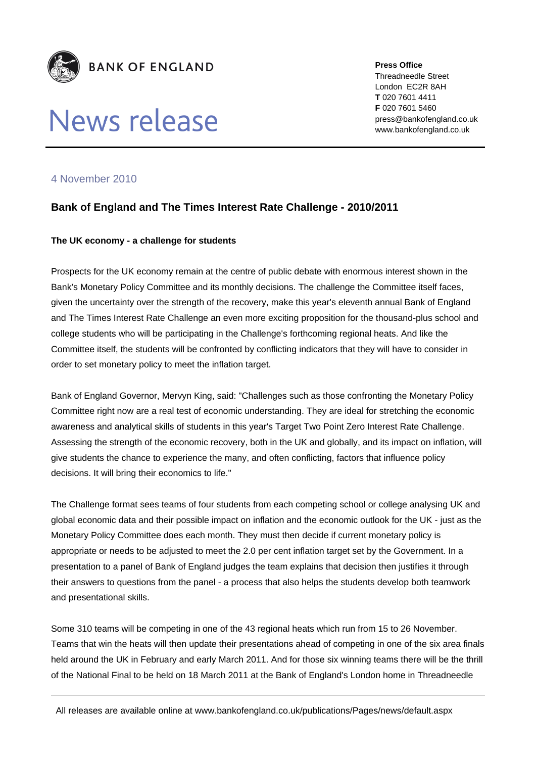BANK OF ENGLAND

# News release

**Press Office**
Threadneedle Street
London EC2R 8AH
**T** 020 7601 4411
**F** 020 7601 5460
press@bankofengland.co.uk
www.bankofengland.co.uk

4 November 2010

## Bank of England and The Times Interest Rate Challenge - 2010/2011

**The UK economy - a challenge for students**

Prospects for the UK economy remain at the centre of public debate with enormous interest shown in the Bank's Monetary Policy Committee and its monthly decisions. The challenge the Committee itself faces, given the uncertainty over the strength of the recovery, make this year's eleventh annual Bank of England and The Times Interest Rate Challenge an even more exciting proposition for the thousand-plus school and college students who will be participating in the Challenge's forthcoming regional heats. And like the Committee itself, the students will be confronted by conflicting indicators that they will have to consider in order to set monetary policy to meet the inflation target.

Bank of England Governor, Mervyn King, said: "Challenges such as those confronting the Monetary Policy Committee right now are a real test of economic understanding. They are ideal for stretching the economic awareness and analytical skills of students in this year's Target Two Point Zero Interest Rate Challenge. Assessing the strength of the economic recovery, both in the UK and globally, and its impact on inflation, will give students the chance to experience the many, and often conflicting, factors that influence policy decisions. It will bring their economics to life."

The Challenge format sees teams of four students from each competing school or college analysing UK and global economic data and their possible impact on inflation and the economic outlook for the UK - just as the Monetary Policy Committee does each month. They must then decide if current monetary policy is appropriate or needs to be adjusted to meet the 2.0 per cent inflation target set by the Government. In a presentation to a panel of Bank of England judges the team explains that decision then justifies it through their answers to questions from the panel - a process that also helps the students develop both teamwork and presentational skills.

Some 310 teams will be competing in one of the 43 regional heats which run from 15 to 26 November. Teams that win the heats will then update their presentations ahead of competing in one of the six area finals held around the UK in February and early March 2011. And for those six winning teams there will be the thrill of the National Final to be held on 18 March 2011 at the Bank of England's London home in Threadneedle

All releases are available online at www.bankofengland.co.uk/publications/Pages/news/default.aspx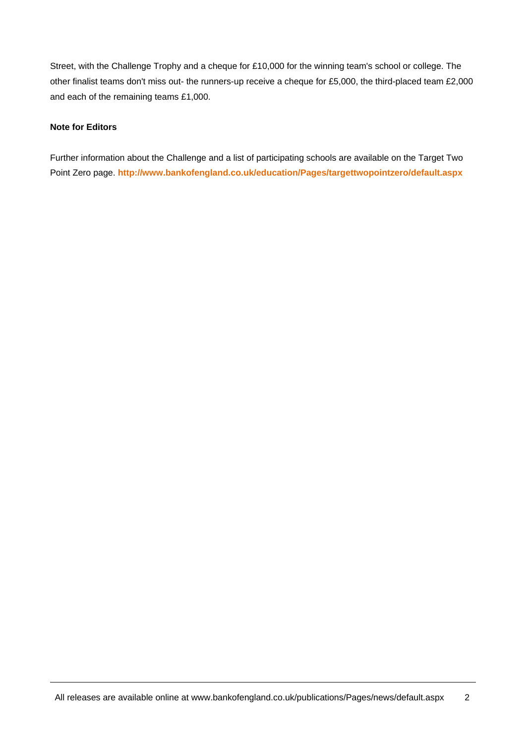Street, with the Challenge Trophy and a cheque for £10,000 for the winning team's school or college. The other finalist teams don't miss out- the runners-up receive a cheque for £5,000, the third-placed team £2,000 and each of the remaining teams £1,000.

**Note for Editors**

Further information about the Challenge and a list of participating schools are available on the Target Two Point Zero page. **http://www.bankofengland.co.uk/education/Pages/targettwopointzero/default.aspx**

All releases are available online at www.bankofengland.co.uk/publications/Pages/news/default.aspx